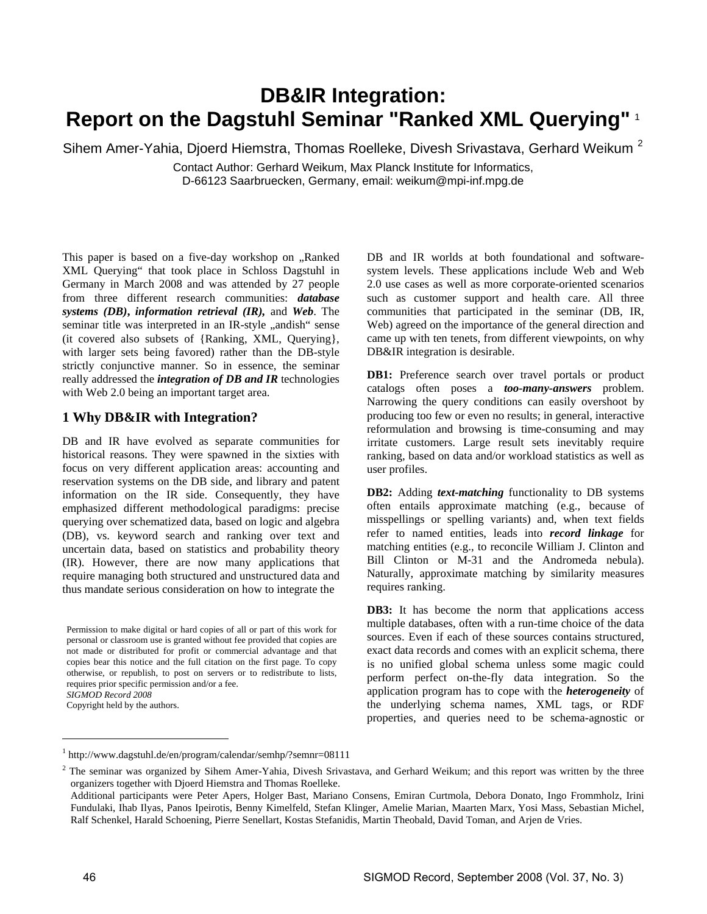# DB&IR Integration: Report on the Dagstuhl Seminar "Ranked XML Querying" [1]

Sihem Amer-Yahia, Djoerd Hiemstra, Thomas Roelleke, Divesh Srivastava, Gerhard Weikum [2]

Contact Author: Gerhard Weikum, Max Planck Institute for Informatics, D-66123 Saarbruecken, Germany, email: weikum@mpi-inf.mpg.de

This paper is based on a five-day workshop on „Ranked XML Querying" that took place in Schloss Dagstuhl in Germany in March 2008 and was attended by 27 people from three different research communities: ***database systems (DB)***, ***information retrieval (IR),*** and ***Web***. The seminar title was interpreted in an IR-style „andish" sense (it covered also subsets of {Ranking, XML, Querying}, with larger sets being favored) rather than the DB-style strictly conjunctive manner. So in essence, the seminar really addressed the ***integration of DB and IR*** technologies with Web 2.0 being an important target area.

## 1 Why DB&IR with Integration?

DB and IR have evolved as separate communities for historical reasons. They were spawned in the sixties with focus on very different application areas: accounting and reservation systems on the DB side, and library and patent information on the IR side. Consequently, they have emphasized different methodological paradigms: precise querying over schematized data, based on logic and algebra (DB), vs. keyword search and ranking over text and uncertain data, based on statistics and probability theory (IR). However, there are now many applications that require managing both structured and unstructured data and thus mandate serious consideration on how to integrate the DB and IR worlds at both foundational and software-system levels. These applications include Web and Web 2.0 use cases as well as more corporate-oriented scenarios such as customer support and health care. All three communities that participated in the seminar (DB, IR, Web) agreed on the importance of the general direction and came up with ten tenets, from different viewpoints, on why DB&IR integration is desirable.

Permission to make digital or hard copies of all or part of this work for personal or classroom use is granted without fee provided that copies are not made or distributed for profit or commercial advantage and that copies bear this notice and the full citation on the first page. To copy otherwise, or republish, to post on servers or to redistribute to lists, requires prior specific permission and/or a fee.
*SIGMOD Record 2008*
Copyright held by the authors.

**DB1:** Preference search over travel portals or product catalogs often poses a ***too-many-answers*** problem. Narrowing the query conditions can easily overshoot by producing too few or even no results; in general, interactive reformulation and browsing is time-consuming and may irritate customers. Large result sets inevitably require ranking, based on data and/or workload statistics as well as user profiles.

**DB2:** Adding ***text-matching*** functionality to DB systems often entails approximate matching (e.g., because of misspellings or spelling variants) and, when text fields refer to named entities, leads into ***record linkage*** for matching entities (e.g., to reconcile William J. Clinton and Bill Clinton or M-31 and the Andromeda nebula). Naturally, approximate matching by similarity measures requires ranking.

**DB3:** It has become the norm that applications access multiple databases, often with a run-time choice of the data sources. Even if each of these sources contains structured, exact data records and comes with an explicit schema, there is no unified global schema unless some magic could perform perfect on-the-fly data integration. So the application program has to cope with the ***heterogeneity*** of the underlying schema names, XML tags, or RDF properties, and queries need to be schema-agnostic or

[1] http://www.dagstuhl.de/en/program/calendar/semhp/?semnr=08111

[2] The seminar was organized by Sihem Amer-Yahia, Divesh Srivastava, and Gerhard Weikum; and this report was written by the three organizers together with Djoerd Hiemstra and Thomas Roelleke.
Additional participants were Peter Apers, Holger Bast, Mariano Consens, Emiran Curtmola, Debora Donato, Ingo Frommholz, Irini Fundulaki, Ihab Ilyas, Panos Ipeirotis, Benny Kimelfeld, Stefan Klinger, Amelie Marian, Maarten Marx, Yosi Mass, Sebastian Michel, Ralf Schenkel, Harald Schoening, Pierre Senellart, Kostas Stefanidis, Martin Theobald, David Toman, and Arjen de Vries.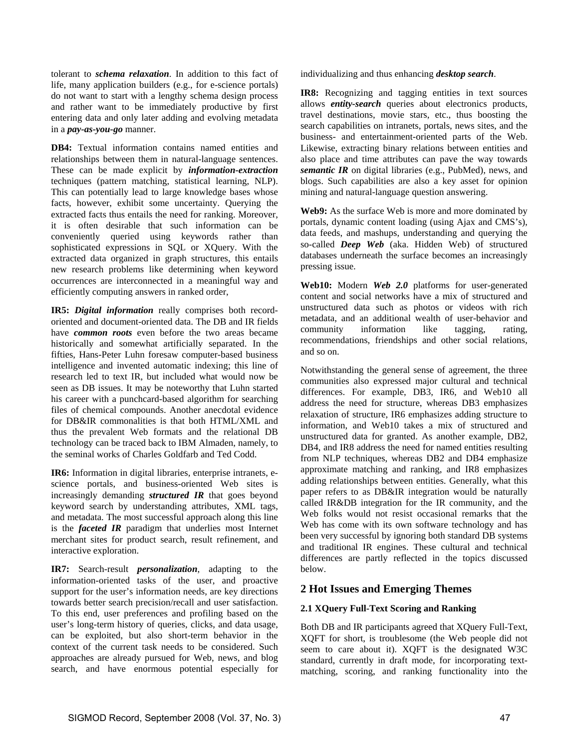tolerant to ***schema relaxation***. In addition to this fact of life, many application builders (e.g., for e-science portals) do not want to start with a lengthy schema design process and rather want to be immediately productive by first entering data and only later adding and evolving metadata in a ***pay-as-you-go*** manner.

**DB4:** Textual information contains named entities and relationships between them in natural-language sentences. These can be made explicit by ***information-extraction*** techniques (pattern matching, statistical learning, NLP). This can potentially lead to large knowledge bases whose facts, however, exhibit some uncertainty. Querying the extracted facts thus entails the need for ranking. Moreover, it is often desirable that such information can be conveniently queried using keywords rather than sophisticated expressions in SQL or XQuery. With the extracted data organized in graph structures, this entails new research problems like determining when keyword occurrences are interconnected in a meaningful way and efficiently computing answers in ranked order,

**IR5:** ***Digital information*** really comprises both record-oriented and document-oriented data. The DB and IR fields have ***common roots*** even before the two areas became historically and somewhat artificially separated. In the fifties, Hans-Peter Luhn foresaw computer-based business intelligence and invented automatic indexing; this line of research led to text IR, but included what would now be seen as DB issues. It may be noteworthy that Luhn started his career with a punchcard-based algorithm for searching files of chemical compounds. Another anecdotal evidence for DB&IR commonalities is that both HTML/XML and thus the prevalent Web formats and the relational DB technology can be traced back to IBM Almaden, namely, to the seminal works of Charles Goldfarb and Ted Codd.

**IR6:** Information in digital libraries, enterprise intranets, e-science portals, and business-oriented Web sites is increasingly demanding ***structured IR*** that goes beyond keyword search by understanding attributes, XML tags, and metadata. The most successful approach along this line is the ***faceted IR*** paradigm that underlies most Internet merchant sites for product search, result refinement, and interactive exploration.

**IR7:** Search-result ***personalization***, adapting to the information-oriented tasks of the user, and proactive support for the user's information needs, are key directions towards better search precision/recall and user satisfaction. To this end, user preferences and profiling based on the user's long-term history of queries, clicks, and data usage, can be exploited, but also short-term behavior in the context of the current task needs to be considered. Such approaches are already pursued for Web, news, and blog search, and have enormous potential especially for individualizing and thus enhancing ***desktop search***.

**IR8:** Recognizing and tagging entities in text sources allows ***entity-search*** queries about electronics products, travel destinations, movie stars, etc., thus boosting the search capabilities on intranets, portals, news sites, and the business- and entertainment-oriented parts of the Web. Likewise, extracting binary relations between entities and also place and time attributes can pave the way towards ***semantic IR*** on digital libraries (e.g., PubMed), news, and blogs. Such capabilities are also a key asset for opinion mining and natural-language question answering.

**Web9:** As the surface Web is more and more dominated by portals, dynamic content loading (using Ajax and CMS's), data feeds, and mashups, understanding and querying the so-called ***Deep Web*** (aka. Hidden Web) of structured databases underneath the surface becomes an increasingly pressing issue.

**Web10:** Modern ***Web 2.0*** platforms for user-generated content and social networks have a mix of structured and unstructured data such as photos or videos with rich metadata, and an additional wealth of user-behavior and community information like tagging, rating, recommendations, friendships and other social relations, and so on.

Notwithstanding the general sense of agreement, the three communities also expressed major cultural and technical differences. For example, DB3, IR6, and Web10 all address the need for structure, whereas DB3 emphasizes relaxation of structure, IR6 emphasizes adding structure to information, and Web10 takes a mix of structured and unstructured data for granted. As another example, DB2, DB4, and IR8 address the need for named entities resulting from NLP techniques, whereas DB2 and DB4 emphasize approximate matching and ranking, and IR8 emphasizes adding relationships between entities. Generally, what this paper refers to as DB&IR integration would be naturally called IR&DB integration for the IR community, and the Web folks would not resist occasional remarks that the Web has come with its own software technology and has been very successful by ignoring both standard DB systems and traditional IR engines. These cultural and technical differences are partly reflected in the topics discussed below.

## 2 Hot Issues and Emerging Themes

### 2.1 XQuery Full-Text Scoring and Ranking

Both DB and IR participants agreed that XQuery Full-Text, XQFT for short, is troublesome (the Web people did not seem to care about it). XQFT is the designated W3C standard, currently in draft mode, for incorporating text-matching, scoring, and ranking functionality into the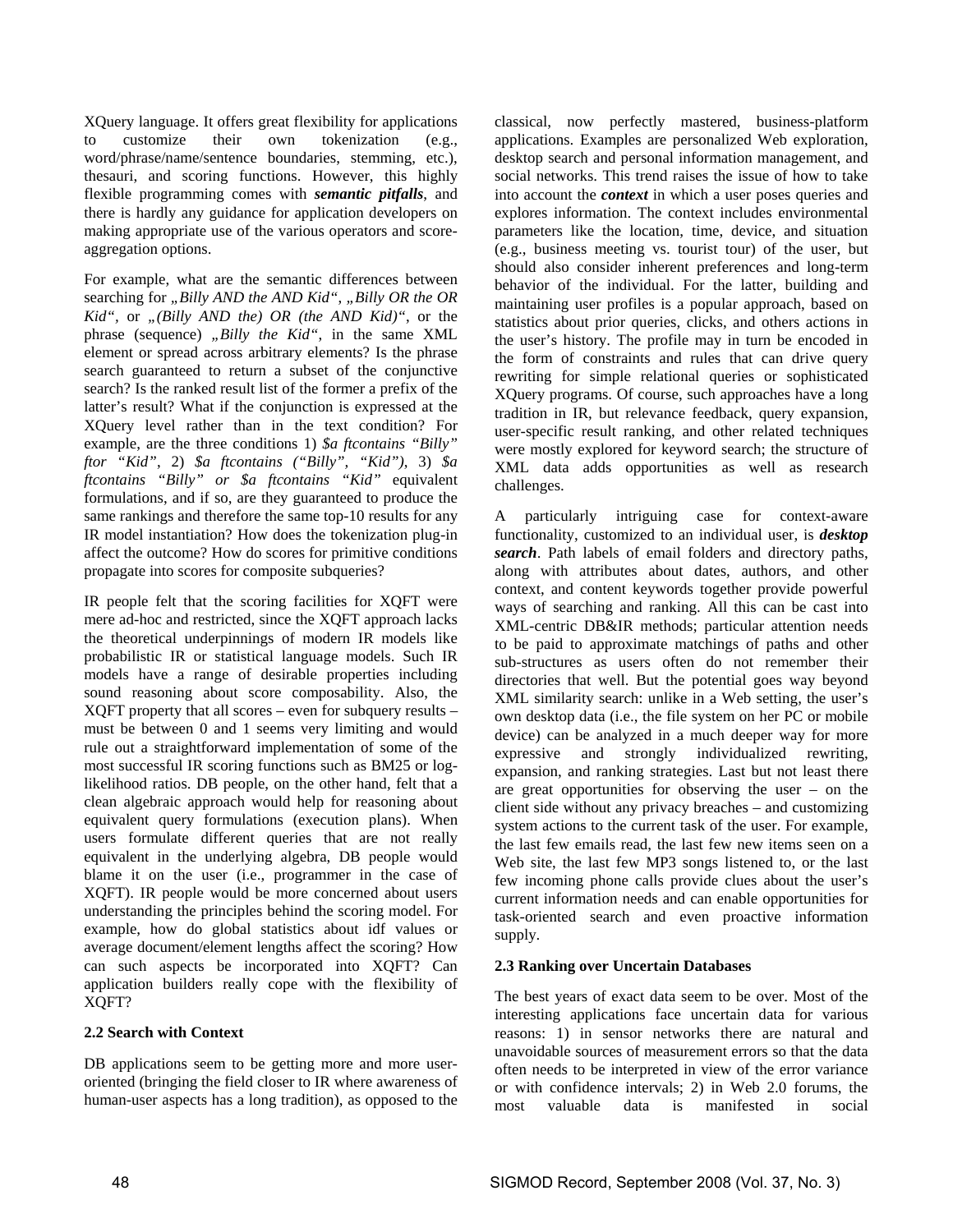XQuery language. It offers great flexibility for applications to customize their own tokenization (e.g., word/phrase/name/sentence boundaries, stemming, etc.), thesauri, and scoring functions. However, this highly flexible programming comes with ***semantic pitfalls***, and there is hardly any guidance for application developers on making appropriate use of the various operators and score-aggregation options.

For example, what are the semantic differences between searching for *„Billy AND the AND Kid“*, *„Billy OR the OR Kid“*, or *„(Billy AND the) OR (the AND Kid)“*, or the phrase (sequence) *„Billy the Kid“*, in the same XML element or spread across arbitrary elements? Is the phrase search guaranteed to return a subset of the conjunctive search? Is the ranked result list of the former a prefix of the latter's result? What if the conjunction is expressed at the XQuery level rather than in the text condition? For example, are the three conditions 1) *$a ftcontains “Billy” ftor “Kid”*, 2) *$a ftcontains (“Billy”, “Kid”)*, 3) *$a ftcontains “Billy” or $a ftcontains “Kid”* equivalent formulations, and if so, are they guaranteed to produce the same rankings and therefore the same top-10 results for any IR model instantiation? How does the tokenization plug-in affect the outcome? How do scores for primitive conditions propagate into scores for composite subqueries?

IR people felt that the scoring facilities for XQFT were mere ad-hoc and restricted, since the XQFT approach lacks the theoretical underpinnings of modern IR models like probabilistic IR or statistical language models. Such IR models have a range of desirable properties including sound reasoning about score composability. Also, the XQFT property that all scores – even for subquery results – must be between 0 and 1 seems very limiting and would rule out a straightforward implementation of some of the most successful IR scoring functions such as BM25 or log-likelihood ratios. DB people, on the other hand, felt that a clean algebraic approach would help for reasoning about equivalent query formulations (execution plans). When users formulate different queries that are not really equivalent in the underlying algebra, DB people would blame it on the user (i.e., programmer in the case of XQFT). IR people would be more concerned about users understanding the principles behind the scoring model. For example, how do global statistics about idf values or average document/element lengths affect the scoring? How can such aspects be incorporated into XQFT? Can application builders really cope with the flexibility of XQFT?

### 2.2 Search with Context

DB applications seem to be getting more and more user-oriented (bringing the field closer to IR where awareness of human-user aspects has a long tradition), as opposed to the classical, now perfectly mastered, business-platform applications. Examples are personalized Web exploration, desktop search and personal information management, and social networks. This trend raises the issue of how to take into account the ***context*** in which a user poses queries and explores information. The context includes environmental parameters like the location, time, device, and situation (e.g., business meeting vs. tourist tour) of the user, but should also consider inherent preferences and long-term behavior of the individual. For the latter, building and maintaining user profiles is a popular approach, based on statistics about prior queries, clicks, and others actions in the user's history. The profile may in turn be encoded in the form of constraints and rules that can drive query rewriting for simple relational queries or sophisticated XQuery programs. Of course, such approaches have a long tradition in IR, but relevance feedback, query expansion, user-specific result ranking, and other related techniques were mostly explored for keyword search; the structure of XML data adds opportunities as well as research challenges.

A particularly intriguing case for context-aware functionality, customized to an individual user, is ***desktop search***. Path labels of email folders and directory paths, along with attributes about dates, authors, and other context, and content keywords together provide powerful ways of searching and ranking. All this can be cast into XML-centric DB&IR methods; particular attention needs to be paid to approximate matchings of paths and other sub-structures as users often do not remember their directories that well. But the potential goes way beyond XML similarity search: unlike in a Web setting, the user's own desktop data (i.e., the file system on her PC or mobile device) can be analyzed in a much deeper way for more expressive and strongly individualized rewriting, expansion, and ranking strategies. Last but not least there are great opportunities for observing the user – on the client side without any privacy breaches – and customizing system actions to the current task of the user. For example, the last few emails read, the last few new items seen on a Web site, the last few MP3 songs listened to, or the last few incoming phone calls provide clues about the user's current information needs and can enable opportunities for task-oriented search and even proactive information supply.

### 2.3 Ranking over Uncertain Databases

The best years of exact data seem to be over. Most of the interesting applications face uncertain data for various reasons: 1) in sensor networks there are natural and unavoidable sources of measurement errors so that the data often needs to be interpreted in view of the error variance or with confidence intervals; 2) in Web 2.0 forums, the most valuable data is manifested in social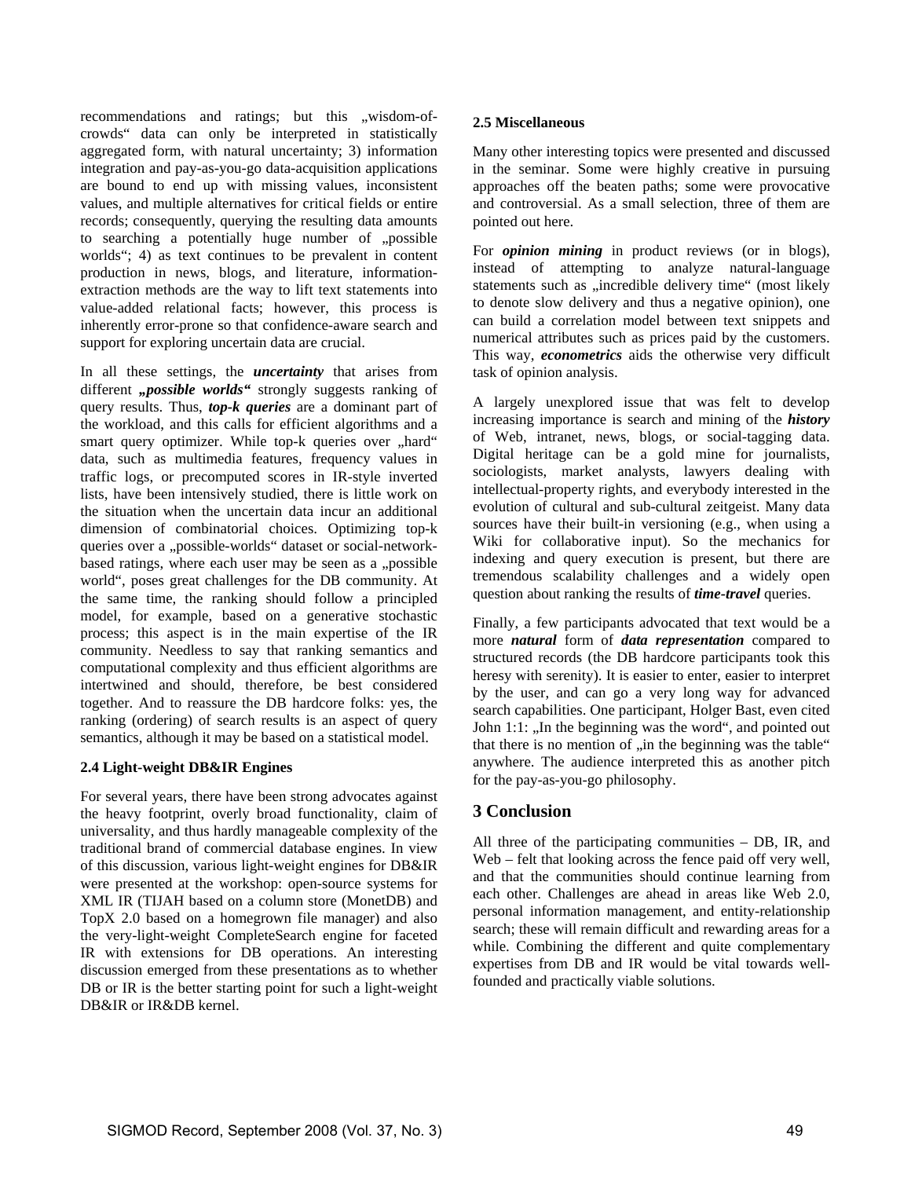recommendations and ratings; but this „wisdom-of-crowds“ data can only be interpreted in statistically aggregated form, with natural uncertainty; 3) information integration and pay-as-you-go data-acquisition applications are bound to end up with missing values, inconsistent values, and multiple alternatives for critical fields or entire records; consequently, querying the resulting data amounts to searching a potentially huge number of „possible worlds“; 4) as text continues to be prevalent in content production in news, blogs, and literature, information-extraction methods are the way to lift text statements into value-added relational facts; however, this process is inherently error-prone so that confidence-aware search and support for exploring uncertain data are crucial.

In all these settings, the ***uncertainty*** that arises from different ***„possible worlds“*** strongly suggests ranking of query results. Thus, ***top-k queries*** are a dominant part of the workload, and this calls for efficient algorithms and a smart query optimizer. While top-k queries over „hard“ data, such as multimedia features, frequency values in traffic logs, or precomputed scores in IR-style inverted lists, have been intensively studied, there is little work on the situation when the uncertain data incur an additional dimension of combinatorial choices. Optimizing top-k queries over a „possible-worlds“ dataset or social-network-based ratings, where each user may be seen as a „possible world“, poses great challenges for the DB community. At the same time, the ranking should follow a principled model, for example, based on a generative stochastic process; this aspect is in the main expertise of the IR community. Needless to say that ranking semantics and computational complexity and thus efficient algorithms are intertwined and should, therefore, be best considered together. And to reassure the DB hardcore folks: yes, the ranking (ordering) of search results is an aspect of query semantics, although it may be based on a statistical model.

### 2.4 Light-weight DB&IR Engines

For several years, there have been strong advocates against the heavy footprint, overly broad functionality, claim of universality, and thus hardly manageable complexity of the traditional brand of commercial database engines. In view of this discussion, various light-weight engines for DB&IR were presented at the workshop: open-source systems for XML IR (TIJAH based on a column store (MonetDB) and TopX 2.0 based on a homegrown file manager) and also the very-light-weight CompleteSearch engine for faceted IR with extensions for DB operations. An interesting discussion emerged from these presentations as to whether DB or IR is the better starting point for such a light-weight DB&IR or IR&DB kernel.

### 2.5 Miscellaneous

Many other interesting topics were presented and discussed in the seminar. Some were highly creative in pursuing approaches off the beaten paths; some were provocative and controversial. As a small selection, three of them are pointed out here.

For ***opinion mining*** in product reviews (or in blogs), instead of attempting to analyze natural-language statements such as „incredible delivery time“ (most likely to denote slow delivery and thus a negative opinion), one can build a correlation model between text snippets and numerical attributes such as prices paid by the customers. This way, ***econometrics*** aids the otherwise very difficult task of opinion analysis.

A largely unexplored issue that was felt to develop increasing importance is search and mining of the ***history*** of Web, intranet, news, blogs, or social-tagging data. Digital heritage can be a gold mine for journalists, sociologists, market analysts, lawyers dealing with intellectual-property rights, and everybody interested in the evolution of cultural and sub-cultural zeitgeist. Many data sources have their built-in versioning (e.g., when using a Wiki for collaborative input). So the mechanics for indexing and query execution is present, but there are tremendous scalability challenges and a widely open question about ranking the results of ***time-travel*** queries.

Finally, a few participants advocated that text would be a more ***natural*** form of ***data representation*** compared to structured records (the DB hardcore participants took this heresy with serenity). It is easier to enter, easier to interpret by the user, and can go a very long way for advanced search capabilities. One participant, Holger Bast, even cited John 1:1: „In the beginning was the word“, and pointed out that there is no mention of „in the beginning was the table“ anywhere. The audience interpreted this as another pitch for the pay-as-you-go philosophy.

## 3 Conclusion

All three of the participating communities – DB, IR, and Web – felt that looking across the fence paid off very well, and that the communities should continue learning from each other. Challenges are ahead in areas like Web 2.0, personal information management, and entity-relationship search; these will remain difficult and rewarding areas for a while. Combining the different and quite complementary expertises from DB and IR would be vital towards well-founded and practically viable solutions.